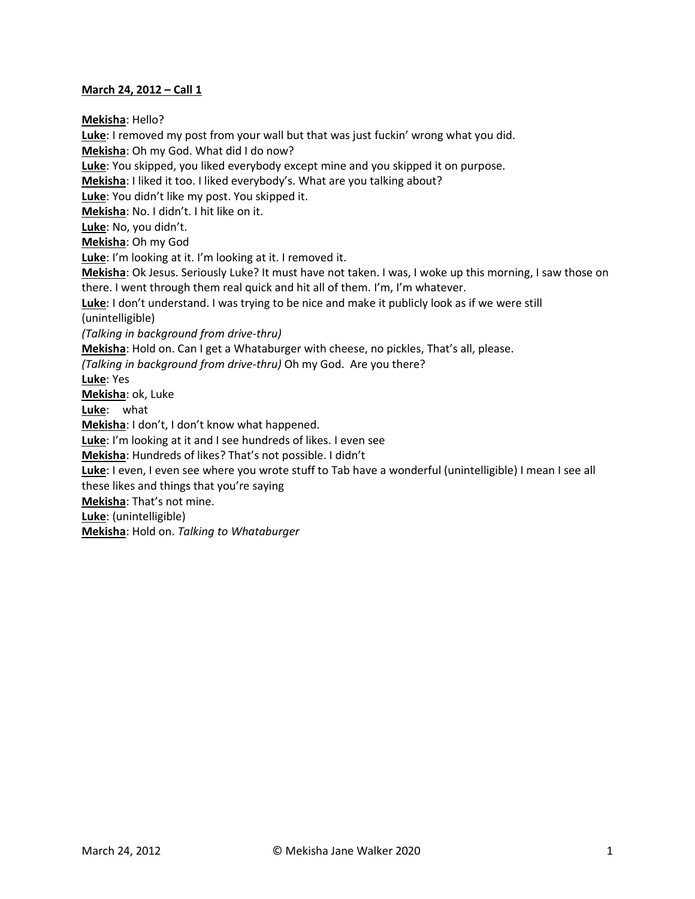**March 24, 2012 – Call 1**

**Mekisha**: Hello?
**Luke**: I removed my post from your wall but that was just fuckin' wrong what you did.
**Mekisha**: Oh my God. What did I do now?
**Luke**: You skipped, you liked everybody except mine and you skipped it on purpose.
**Mekisha**: I liked it too. I liked everybody's. What are you talking about?
**Luke**: You didn't like my post. You skipped it.
**Mekisha**: No. I didn't. I hit like on it.
**Luke**: No, you didn't.
**Mekisha**: Oh my God
**Luke**: I'm looking at it. I'm looking at it. I removed it.
**Mekisha**: Ok Jesus. Seriously Luke? It must have not taken. I was, I woke up this morning, I saw those on there. I went through them real quick and hit all of them. I'm, I'm whatever.
**Luke**: I don't understand. I was trying to be nice and make it publicly look as if we were still (unintelligible)
*(Talking in background from drive-thru)*
**Mekisha**: Hold on. Can I get a Whataburger with cheese, no pickles, That's all, please.
*(Talking in background from drive-thru)* Oh my God. Are you there?
**Luke**: Yes
**Mekisha**: ok, Luke
**Luke**: what
**Mekisha**: I don't, I don't know what happened.
**Luke**: I'm looking at it and I see hundreds of likes. I even see
**Mekisha**: Hundreds of likes? That's not possible. I didn't
**Luke**: I even, I even see where you wrote stuff to Tab have a wonderful (unintelligible) I mean I see all these likes and things that you're saying
**Mekisha**: That's not mine.
**Luke**: (unintelligible)
**Mekisha**: Hold on. *Talking to Whataburger*

© Mekisha Jane Walker 2020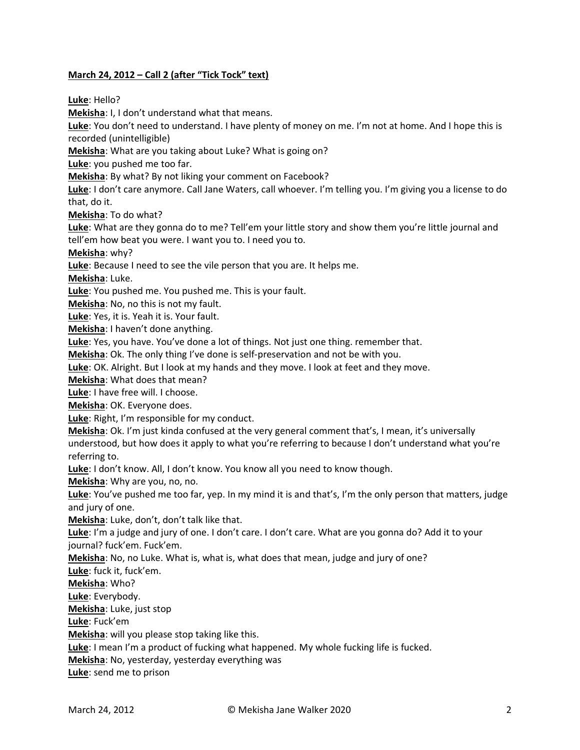**March 24, 2012 – Call 2 (after "Tick Tock" text)**

**Luke**: Hello?
**Mekisha**: I, I don't understand what that means.
**Luke**: You don't need to understand. I have plenty of money on me. I'm not at home. And I hope this is recorded (unintelligible)
**Mekisha**: What are you taking about Luke? What is going on?
**Luke**: you pushed me too far.
**Mekisha**: By what? By not liking your comment on Facebook?
**Luke**: I don't care anymore. Call Jane Waters, call whoever. I'm telling you. I'm giving you a license to do that, do it.
**Mekisha**: To do what?
**Luke**: What are they gonna do to me? Tell'em your little story and show them you're little journal and tell'em how beat you were. I want you to. I need you to.
**Mekisha**: why?
**Luke**: Because I need to see the vile person that you are. It helps me.
**Mekisha**: Luke.
**Luke**: You pushed me. You pushed me. This is your fault.
**Mekisha**: No, no this is not my fault.
**Luke**: Yes, it is. Yeah it is. Your fault.
**Mekisha**: I haven't done anything.
**Luke**: Yes, you have. You've done a lot of things. Not just one thing. remember that.
**Mekisha**: Ok. The only thing I've done is self-preservation and not be with you.
**Luke**: OK. Alright. But I look at my hands and they move. I look at feet and they move.
**Mekisha**: What does that mean?
**Luke**: I have free will. I choose.
**Mekisha**: OK. Everyone does.
**Luke**: Right, I'm responsible for my conduct.
**Mekisha**: Ok. I'm just kinda confused at the very general comment that's, I mean, it's universally understood, but how does it apply to what you're referring to because I don't understand what you're referring to.
**Luke**: I don't know. All, I don't know. You know all you need to know though.
**Mekisha**: Why are you, no, no.
**Luke**: You've pushed me too far, yep. In my mind it is and that's, I'm the only person that matters, judge and jury of one.
**Mekisha**: Luke, don't, don't talk like that.
**Luke**: I'm a judge and jury of one. I don't care. I don't care. What are you gonna do? Add it to your journal? fuck'em. Fuck'em.
**Mekisha**: No, no Luke. What is, what is, what does that mean, judge and jury of one?
**Luke**: fuck it, fuck'em.
**Mekisha**: Who?
**Luke**: Everybody.
**Mekisha**: Luke, just stop
**Luke**: Fuck'em
**Mekisha**: will you please stop taking like this.
**Luke**: I mean I'm a product of fucking what happened. My whole fucking life is fucked.
**Mekisha**: No, yesterday, yesterday everything was
**Luke**: send me to prison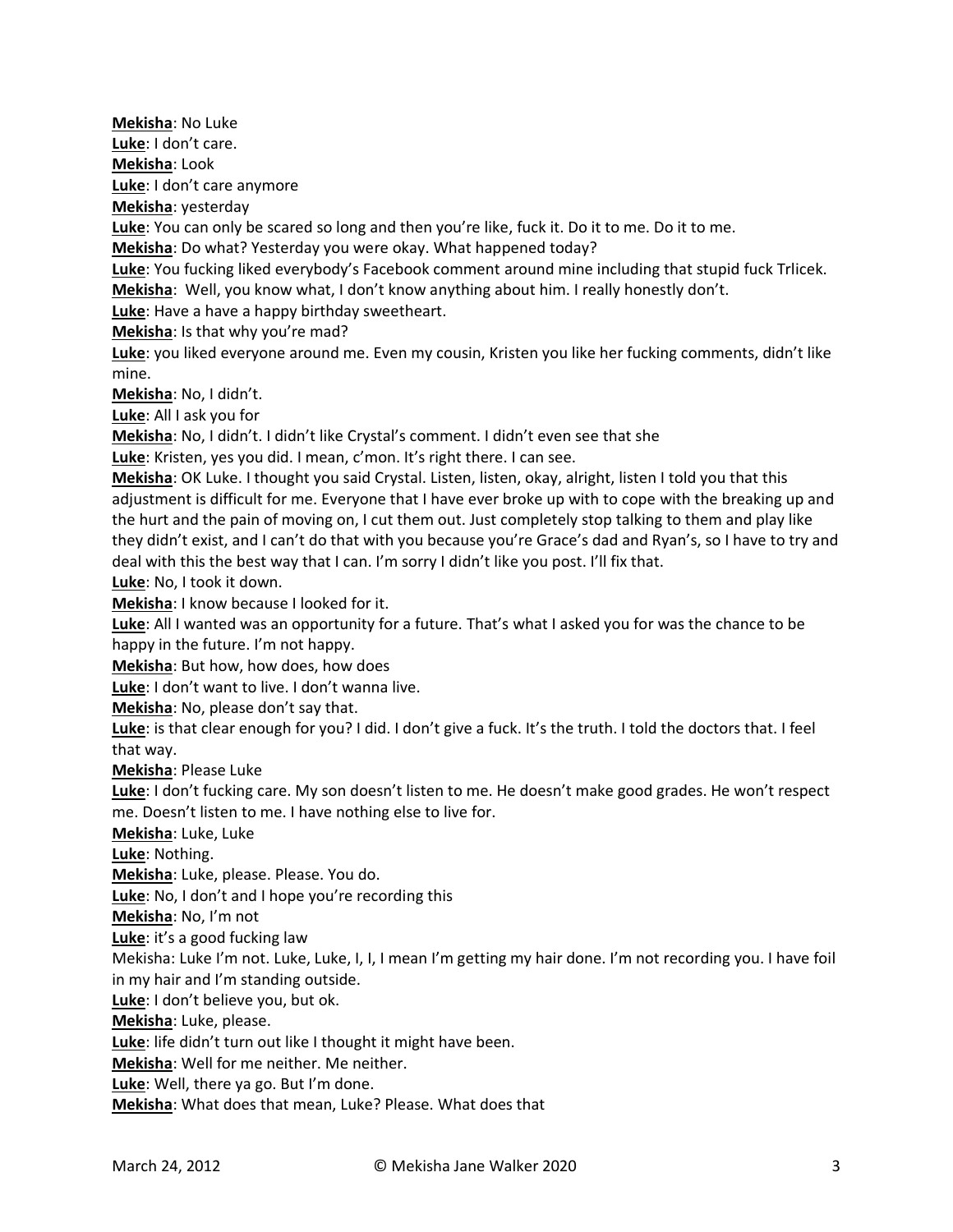**Mekisha**: No Luke

**Luke**: I don't care.

**Mekisha**: Look

**Luke**: I don't care anymore

**Mekisha**: yesterday

**Luke**: You can only be scared so long and then you're like, fuck it. Do it to me. Do it to me.

**Mekisha**: Do what? Yesterday you were okay. What happened today?

**Luke**: You fucking liked everybody's Facebook comment around mine including that stupid fuck Trlicek.

**Mekisha**: Well, you know what, I don't know anything about him. I really honestly don't.

**Luke**: Have a have a happy birthday sweetheart.

**Mekisha**: Is that why you're mad?

**Luke**: you liked everyone around me. Even my cousin, Kristen you like her fucking comments, didn't like mine.

**Mekisha**: No, I didn't.

**Luke**: All I ask you for

**Mekisha**: No, I didn't. I didn't like Crystal's comment. I didn't even see that she

**Luke**: Kristen, yes you did. I mean, c'mon. It's right there. I can see.

**Mekisha**: OK Luke. I thought you said Crystal. Listen, listen, okay, alright, listen I told you that this adjustment is difficult for me. Everyone that I have ever broke up with to cope with the breaking up and the hurt and the pain of moving on, I cut them out. Just completely stop talking to them and play like they didn't exist, and I can't do that with you because you're Grace's dad and Ryan's, so I have to try and deal with this the best way that I can. I'm sorry I didn't like you post. I'll fix that.

**Luke**: No, I took it down.

**Mekisha**: I know because I looked for it.

**Luke**: All I wanted was an opportunity for a future. That's what I asked you for was the chance to be happy in the future. I'm not happy.

**Mekisha**: But how, how does, how does

**Luke**: I don't want to live. I don't wanna live.

**Mekisha**: No, please don't say that.

**Luke**: is that clear enough for you? I did. I don't give a fuck. It's the truth. I told the doctors that. I feel that way.

**Mekisha**: Please Luke

**Luke**: I don't fucking care. My son doesn't listen to me. He doesn't make good grades. He won't respect me. Doesn't listen to me. I have nothing else to live for.

**Mekisha**: Luke, Luke

**Luke**: Nothing.

**Mekisha**: Luke, please. Please. You do.

**Luke**: No, I don't and I hope you're recording this

**Mekisha**: No, I'm not

**Luke**: it's a good fucking law

Mekisha: Luke I'm not. Luke, Luke, I, I, I mean I'm getting my hair done. I'm not recording you. I have foil in my hair and I'm standing outside.

**Luke**: I don't believe you, but ok.

**Mekisha**: Luke, please.

**Luke**: life didn't turn out like I thought it might have been.

**Mekisha**: Well for me neither. Me neither.

**Luke**: Well, there ya go. But I'm done.

**Mekisha**: What does that mean, Luke? Please. What does that

March 24, 2012 © Mekisha Jane Walker 2020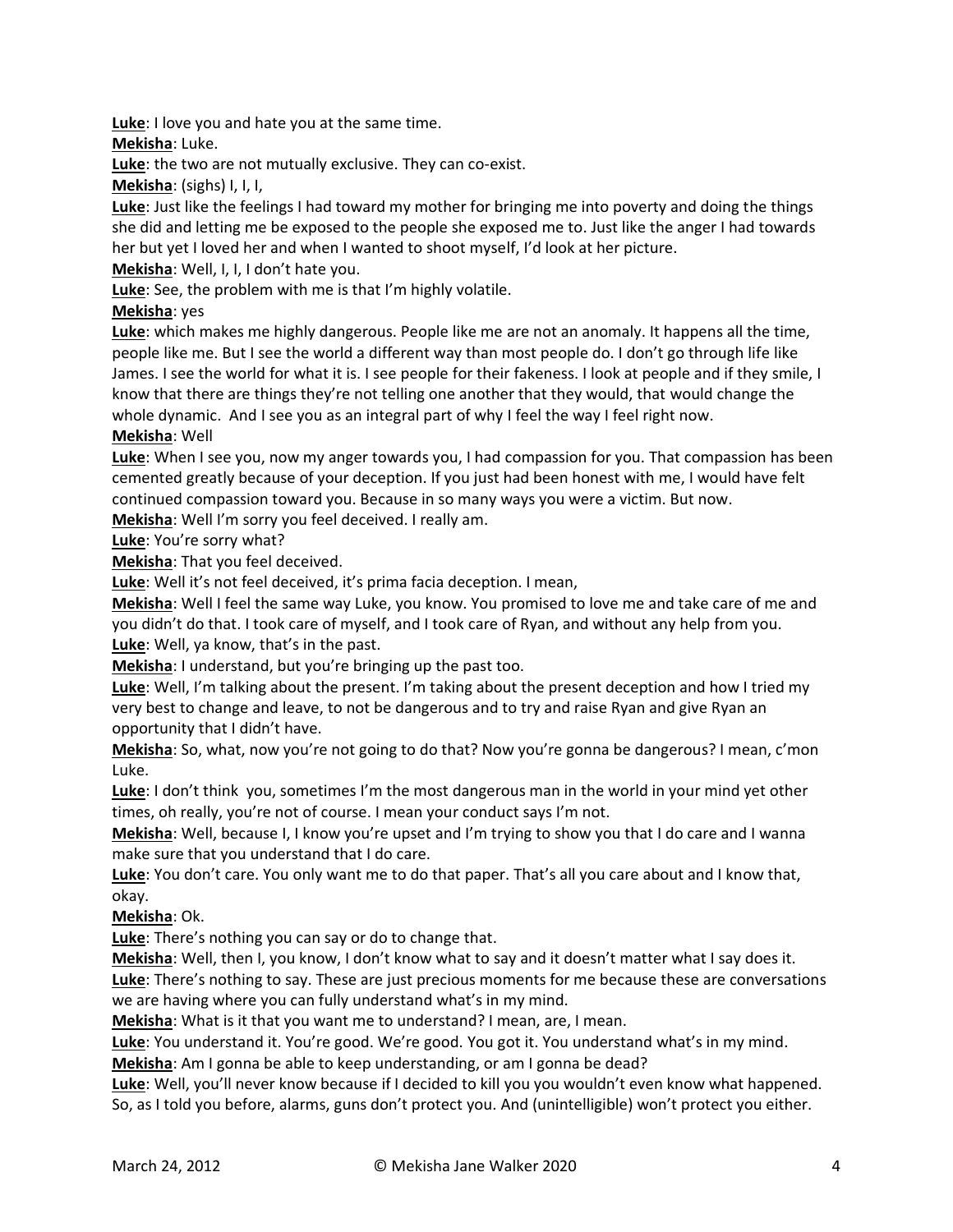**Luke**: I love you and hate you at the same time.

**Mekisha**: Luke.

**Luke**: the two are not mutually exclusive. They can co-exist.

**Mekisha**: (sighs) I, I, I,

**Luke**: Just like the feelings I had toward my mother for bringing me into poverty and doing the things she did and letting me be exposed to the people she exposed me to. Just like the anger I had towards her but yet I loved her and when I wanted to shoot myself, I'd look at her picture.

**Mekisha**: Well, I, I, I don't hate you.

**Luke**: See, the problem with me is that I'm highly volatile.

**Mekisha**: yes

**Luke**: which makes me highly dangerous. People like me are not an anomaly. It happens all the time, people like me. But I see the world a different way than most people do. I don't go through life like James. I see the world for what it is. I see people for their fakeness. I look at people and if they smile, I know that there are things they're not telling one another that they would, that would change the whole dynamic. And I see you as an integral part of why I feel the way I feel right now.

**Mekisha**: Well

**Luke**: When I see you, now my anger towards you, I had compassion for you. That compassion has been cemented greatly because of your deception. If you just had been honest with me, I would have felt continued compassion toward you. Because in so many ways you were a victim. But now.

**Mekisha**: Well I'm sorry you feel deceived. I really am.

**Luke**: You're sorry what?

**Mekisha**: That you feel deceived.

**Luke**: Well it's not feel deceived, it's prima facia deception. I mean,

**Mekisha**: Well I feel the same way Luke, you know. You promised to love me and take care of me and you didn't do that. I took care of myself, and I took care of Ryan, and without any help from you.

**Luke**: Well, ya know, that's in the past.

**Mekisha**: I understand, but you're bringing up the past too.

**Luke**: Well, I'm talking about the present. I'm taking about the present deception and how I tried my very best to change and leave, to not be dangerous and to try and raise Ryan and give Ryan an opportunity that I didn't have.

**Mekisha**: So, what, now you're not going to do that? Now you're gonna be dangerous? I mean, c'mon Luke.

**Luke**: I don't think you, sometimes I'm the most dangerous man in the world in your mind yet other times, oh really, you're not of course. I mean your conduct says I'm not.

**Mekisha**: Well, because I, I know you're upset and I'm trying to show you that I do care and I wanna make sure that you understand that I do care.

**Luke**: You don't care. You only want me to do that paper. That's all you care about and I know that, okay.

**Mekisha**: Ok.

**Luke**: There's nothing you can say or do to change that.

**Mekisha**: Well, then I, you know, I don't know what to say and it doesn't matter what I say does it.

**Luke**: There's nothing to say. These are just precious moments for me because these are conversations we are having where you can fully understand what's in my mind.

**Mekisha**: What is it that you want me to understand? I mean, are, I mean.

**Luke**: You understand it. You're good. We're good. You got it. You understand what's in my mind.

**Mekisha**: Am I gonna be able to keep understanding, or am I gonna be dead?

**Luke**: Well, you'll never know because if I decided to kill you you wouldn't even know what happened. So, as I told you before, alarms, guns don't protect you. And (unintelligible) won't protect you either.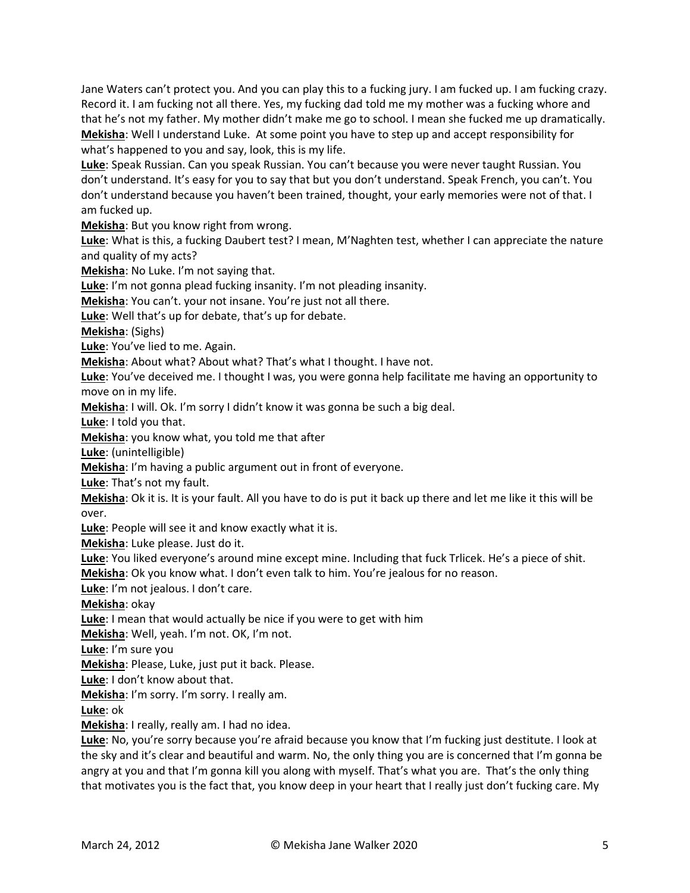Jane Waters can't protect you. And you can play this to a fucking jury. I am fucked up. I am fucking crazy. Record it. I am fucking not all there. Yes, my fucking dad told me my mother was a fucking whore and that he's not my father. My mother didn't make me go to school. I mean she fucked me up dramatically.

**Mekisha**: Well I understand Luke. At some point you have to step up and accept responsibility for what's happened to you and say, look, this is my life.

**Luke**: Speak Russian. Can you speak Russian. You can't because you were never taught Russian. You don't understand. It's easy for you to say that but you don't understand. Speak French, you can't. You don't understand because you haven't been trained, thought, your early memories were not of that. I am fucked up.

**Mekisha**: But you know right from wrong.

**Luke**: What is this, a fucking Daubert test? I mean, M'Naghten test, whether I can appreciate the nature and quality of my acts?

**Mekisha**: No Luke. I'm not saying that.

**Luke**: I'm not gonna plead fucking insanity. I'm not pleading insanity.

**Mekisha**: You can't. your not insane. You're just not all there.

**Luke**: Well that's up for debate, that's up for debate.

**Mekisha**: (Sighs)

**Luke**: You've lied to me. Again.

**Mekisha**: About what? About what? That's what I thought. I have not.

**Luke**: You've deceived me. I thought I was, you were gonna help facilitate me having an opportunity to move on in my life.

**Mekisha**: I will. Ok. I'm sorry I didn't know it was gonna be such a big deal.

**Luke**: I told you that.

**Mekisha**: you know what, you told me that after

**Luke**: (unintelligible)

**Mekisha**: I'm having a public argument out in front of everyone.

**Luke**: That's not my fault.

**Mekisha**: Ok it is. It is your fault. All you have to do is put it back up there and let me like it this will be over.

**Luke**: People will see it and know exactly what it is.

**Mekisha**: Luke please. Just do it.

**Luke**: You liked everyone's around mine except mine. Including that fuck Trlicek. He's a piece of shit.

**Mekisha**: Ok you know what. I don't even talk to him. You're jealous for no reason.

**Luke**: I'm not jealous. I don't care.

**Mekisha**: okay

**Luke**: I mean that would actually be nice if you were to get with him

**Mekisha**: Well, yeah. I'm not. OK, I'm not.

**Luke**: I'm sure you

**Mekisha**: Please, Luke, just put it back. Please.

**Luke**: I don't know about that.

**Mekisha**: I'm sorry. I'm sorry. I really am.

**Luke**: ok

**Mekisha**: I really, really am. I had no idea.

**Luke**: No, you're sorry because you're afraid because you know that I'm fucking just destitute. I look at the sky and it's clear and beautiful and warm. No, the only thing you are is concerned that I'm gonna be angry at you and that I'm gonna kill you along with myself. That's what you are. That's the only thing that motivates you is the fact that, you know deep in your heart that I really just don't fucking care. My

March 24, 2012 © Mekisha Jane Walker 2020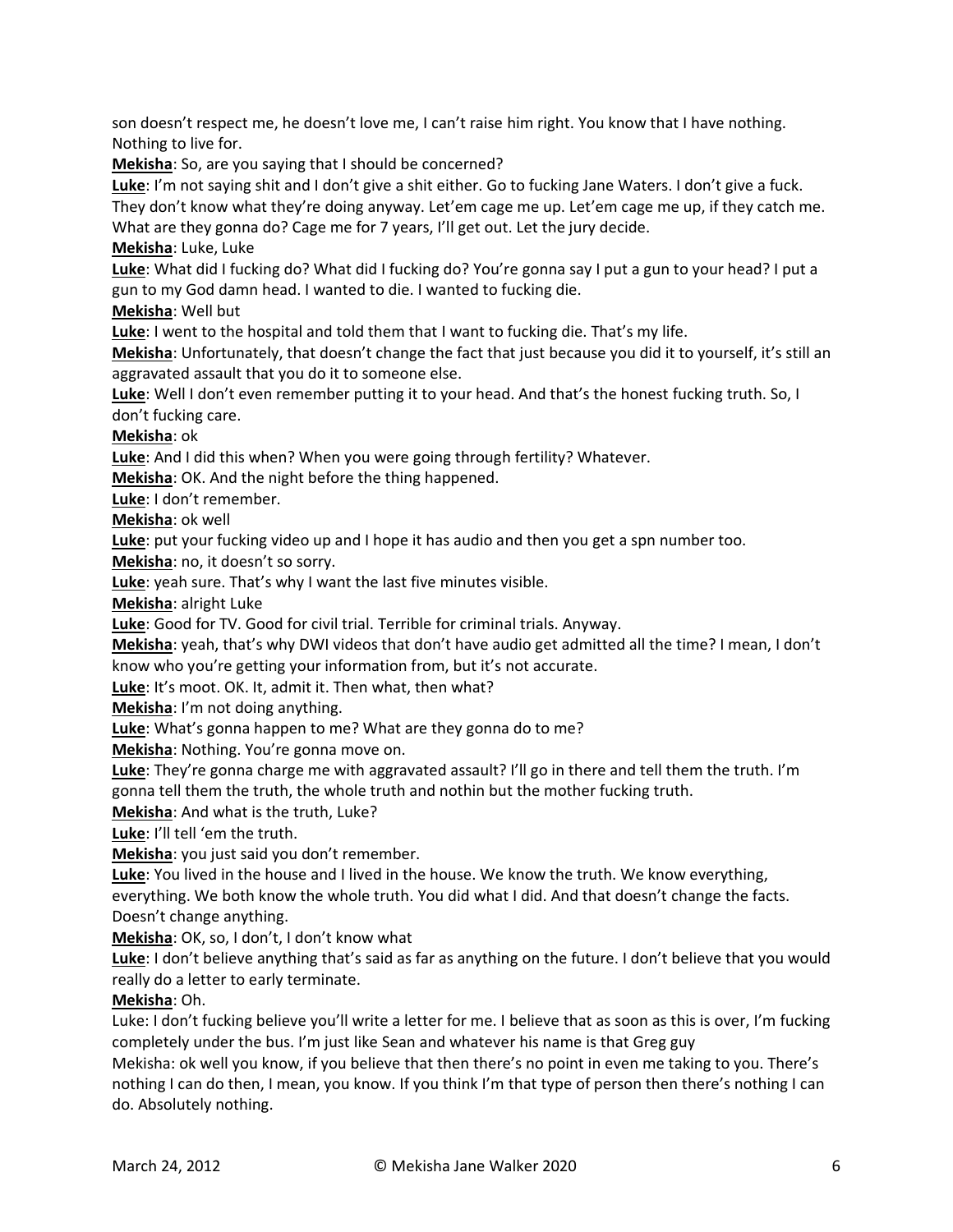son doesn't respect me, he doesn't love me, I can't raise him right. You know that I have nothing. Nothing to live for.

**Mekisha**: So, are you saying that I should be concerned?

**Luke**: I'm not saying shit and I don't give a shit either. Go to fucking Jane Waters. I don't give a fuck. They don't know what they're doing anyway. Let'em cage me up. Let'em cage me up, if they catch me. What are they gonna do? Cage me for 7 years, I'll get out. Let the jury decide.

**Mekisha**: Luke, Luke

**Luke**: What did I fucking do? What did I fucking do? You're gonna say I put a gun to your head? I put a gun to my God damn head. I wanted to die. I wanted to fucking die.

**Mekisha**: Well but

**Luke**: I went to the hospital and told them that I want to fucking die. That's my life.

**Mekisha**: Unfortunately, that doesn't change the fact that just because you did it to yourself, it's still an aggravated assault that you do it to someone else.

**Luke**: Well I don't even remember putting it to your head. And that's the honest fucking truth. So, I don't fucking care.

**Mekisha**: ok

**Luke**: And I did this when? When you were going through fertility? Whatever.

**Mekisha**: OK. And the night before the thing happened.

**Luke**: I don't remember.

**Mekisha**: ok well

**Luke**: put your fucking video up and I hope it has audio and then you get a spn number too.

**Mekisha**: no, it doesn't so sorry.

**Luke**: yeah sure. That's why I want the last five minutes visible.

**Mekisha**: alright Luke

**Luke**: Good for TV. Good for civil trial. Terrible for criminal trials. Anyway.

**Mekisha**: yeah, that's why DWI videos that don't have audio get admitted all the time? I mean, I don't know who you're getting your information from, but it's not accurate.

**Luke**: It's moot. OK. It, admit it. Then what, then what?

**Mekisha**: I'm not doing anything.

**Luke**: What's gonna happen to me? What are they gonna do to me?

**Mekisha**: Nothing. You're gonna move on.

**Luke**: They're gonna charge me with aggravated assault? I'll go in there and tell them the truth. I'm gonna tell them the truth, the whole truth and nothin but the mother fucking truth.

**Mekisha**: And what is the truth, Luke?

**Luke**: I'll tell 'em the truth.

**Mekisha**: you just said you don't remember.

**Luke**: You lived in the house and I lived in the house. We know the truth. We know everything, everything. We both know the whole truth. You did what I did. And that doesn't change the facts. Doesn't change anything.

**Mekisha**: OK, so, I don't, I don't know what

**Luke**: I don't believe anything that's said as far as anything on the future. I don't believe that you would really do a letter to early terminate.

**Mekisha**: Oh.

Luke: I don't fucking believe you'll write a letter for me. I believe that as soon as this is over, I'm fucking completely under the bus. I'm just like Sean and whatever his name is that Greg guy

Mekisha: ok well you know, if you believe that then there's no point in even me taking to you. There's nothing I can do then, I mean, you know. If you think I'm that type of person then there's nothing I can do. Absolutely nothing.

March 24, 2012 © Mekisha Jane Walker 2020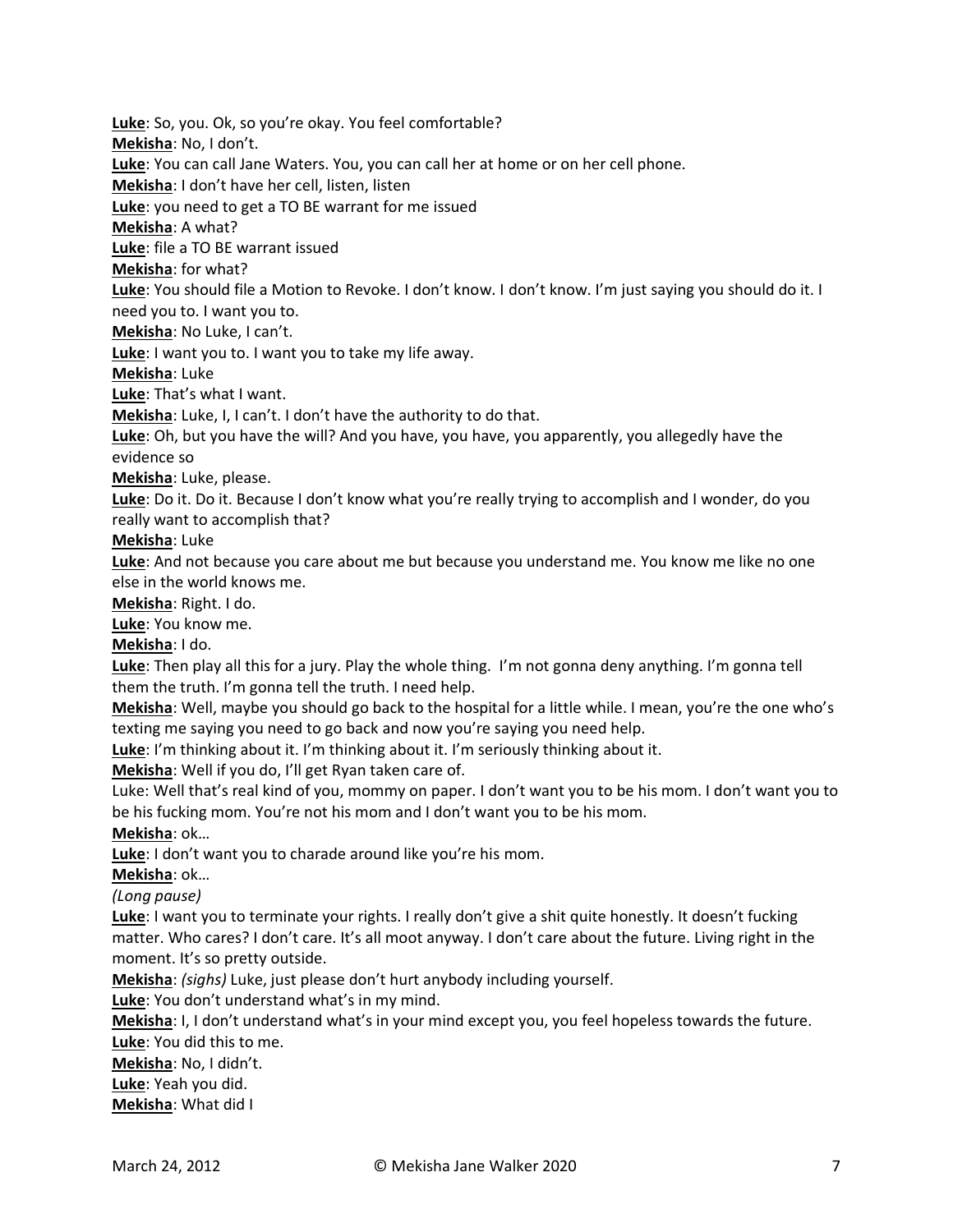**Luke**: So, you. Ok, so you're okay. You feel comfortable?
**Mekisha**: No, I don't.
**Luke**: You can call Jane Waters. You, you can call her at home or on her cell phone.
**Mekisha**: I don't have her cell, listen, listen
**Luke**: you need to get a TO BE warrant for me issued
**Mekisha**: A what?
**Luke**: file a TO BE warrant issued
**Mekisha**: for what?
**Luke**: You should file a Motion to Revoke. I don't know. I don't know. I'm just saying you should do it. I need you to. I want you to.
**Mekisha**: No Luke, I can't.
**Luke**: I want you to. I want you to take my life away.
**Mekisha**: Luke
**Luke**: That's what I want.
**Mekisha**: Luke, I, I can't. I don't have the authority to do that.
**Luke**: Oh, but you have the will? And you have, you have, you apparently, you allegedly have the evidence so
**Mekisha**: Luke, please.
**Luke**: Do it. Do it. Because I don't know what you're really trying to accomplish and I wonder, do you really want to accomplish that?
**Mekisha**: Luke
**Luke**: And not because you care about me but because you understand me. You know me like no one else in the world knows me.
**Mekisha**: Right. I do.
**Luke**: You know me.
**Mekisha**: I do.
**Luke**: Then play all this for a jury. Play the whole thing. I'm not gonna deny anything. I'm gonna tell them the truth. I'm gonna tell the truth. I need help.
**Mekisha**: Well, maybe you should go back to the hospital for a little while. I mean, you're the one who's texting me saying you need to go back and now you're saying you need help.
**Luke**: I'm thinking about it. I'm thinking about it. I'm seriously thinking about it.
**Mekisha**: Well if you do, I'll get Ryan taken care of.
Luke: Well that's real kind of you, mommy on paper. I don't want you to be his mom. I don't want you to be his fucking mom. You're not his mom and I don't want you to be his mom.
**Mekisha**: ok…
**Luke**: I don't want you to charade around like you're his mom.
**Mekisha**: ok…
*(Long pause)*
**Luke**: I want you to terminate your rights. I really don't give a shit quite honestly. It doesn't fucking matter. Who cares? I don't care. It's all moot anyway. I don't care about the future. Living right in the moment. It's so pretty outside.
**Mekisha**: *(sighs)* Luke, just please don't hurt anybody including yourself.
**Luke**: You don't understand what's in my mind.
**Mekisha**: I, I don't understand what's in your mind except you, you feel hopeless towards the future.
**Luke**: You did this to me.
**Mekisha**: No, I didn't.
**Luke**: Yeah you did.
**Mekisha**: What did I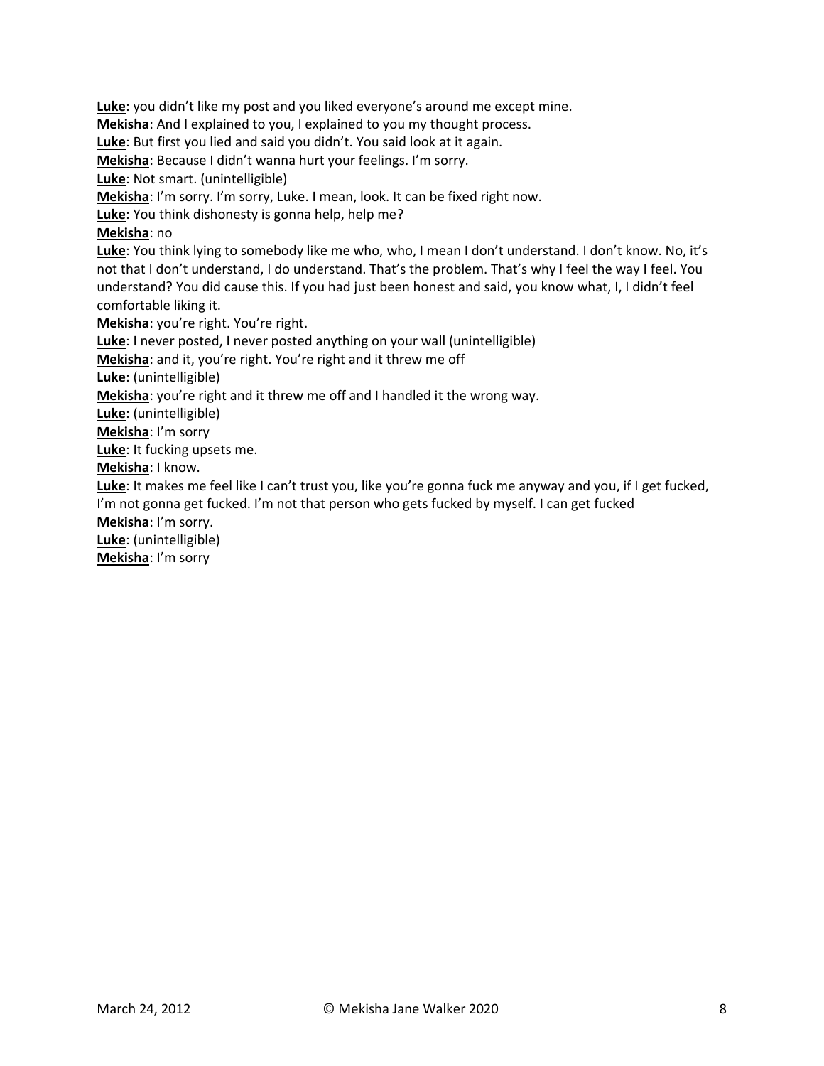**Luke**: you didn't like my post and you liked everyone's around me except mine.
**Mekisha**: And I explained to you, I explained to you my thought process.
**Luke**: But first you lied and said you didn't. You said look at it again.
**Mekisha**: Because I didn't wanna hurt your feelings. I'm sorry.
**Luke**: Not smart. (unintelligible)
**Mekisha**: I'm sorry. I'm sorry, Luke. I mean, look. It can be fixed right now.
**Luke**: You think dishonesty is gonna help, help me?
**Mekisha**: no
**Luke**: You think lying to somebody like me who, who, I mean I don't understand. I don't know. No, it's not that I don't understand, I do understand. That's the problem. That's why I feel the way I feel. You understand? You did cause this. If you had just been honest and said, you know what, I, I didn't feel comfortable liking it.
**Mekisha**: you're right. You're right.
**Luke**: I never posted, I never posted anything on your wall (unintelligible)
**Mekisha**: and it, you're right. You're right and it threw me off
**Luke**: (unintelligible)
**Mekisha**: you're right and it threw me off and I handled it the wrong way.
**Luke**: (unintelligible)
**Mekisha**: I'm sorry
**Luke**: It fucking upsets me.
**Mekisha**: I know.
**Luke**: It makes me feel like I can't trust you, like you're gonna fuck me anyway and you, if I get fucked, I'm not gonna get fucked. I'm not that person who gets fucked by myself. I can get fucked
**Mekisha**: I'm sorry.
**Luke**: (unintelligible)
**Mekisha**: I'm sorry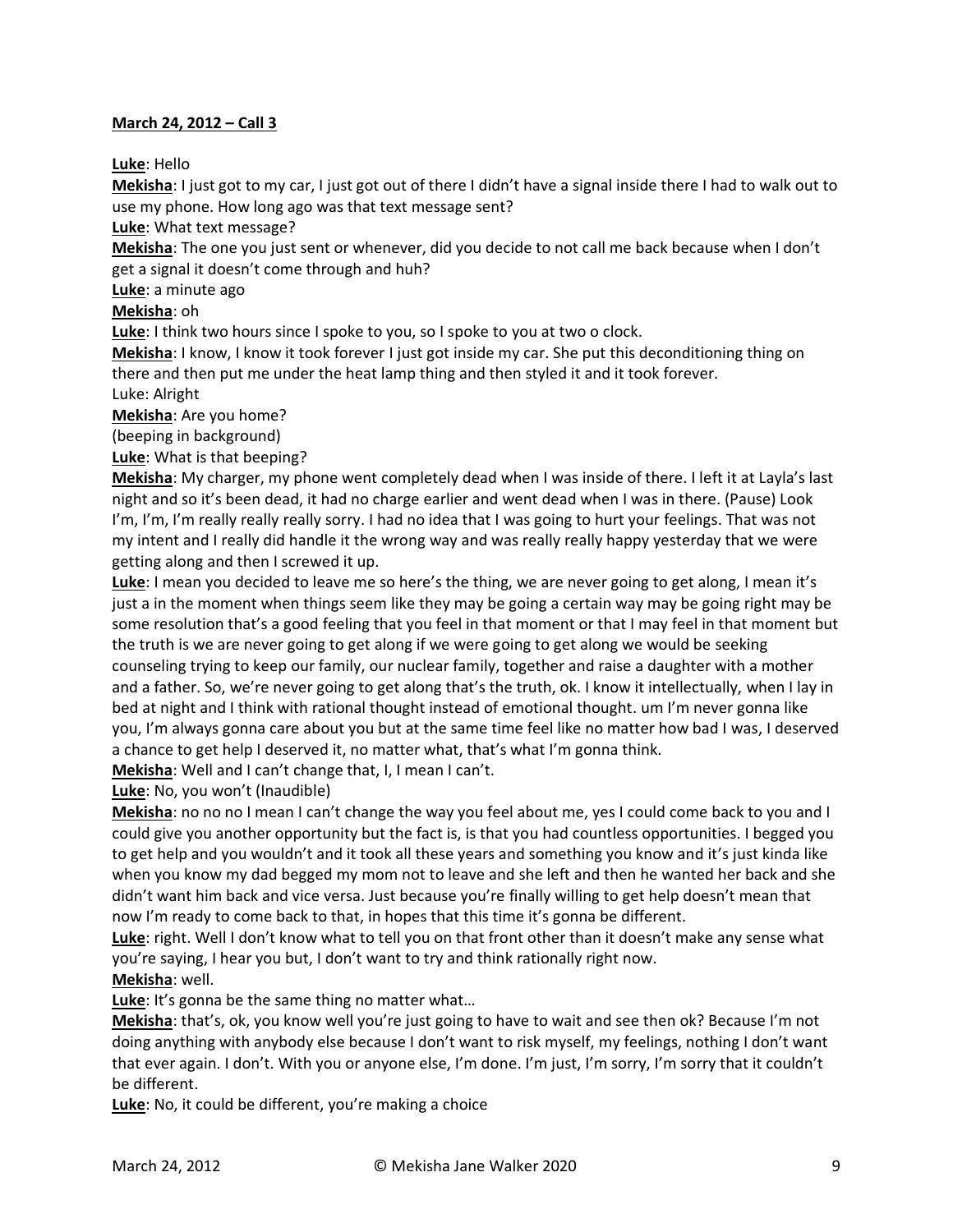**March 24, 2012 – Call 3**

**Luke**: Hello

**Mekisha**: I just got to my car, I just got out of there I didn't have a signal inside there I had to walk out to use my phone. How long ago was that text message sent?

**Luke**: What text message?

**Mekisha**: The one you just sent or whenever, did you decide to not call me back because when I don't get a signal it doesn't come through and huh?

**Luke**: a minute ago

**Mekisha**: oh

**Luke**: I think two hours since I spoke to you, so I spoke to you at two o clock.

**Mekisha**: I know, I know it took forever I just got inside my car. She put this deconditioning thing on there and then put me under the heat lamp thing and then styled it and it took forever.

Luke: Alright

**Mekisha**: Are you home?

(beeping in background)

**Luke**: What is that beeping?

**Mekisha**: My charger, my phone went completely dead when I was inside of there. I left it at Layla's last night and so it's been dead, it had no charge earlier and went dead when I was in there. (Pause) Look I'm, I'm, I'm really really really sorry. I had no idea that I was going to hurt your feelings. That was not my intent and I really did handle it the wrong way and was really really happy yesterday that we were getting along and then I screwed it up.

**Luke**: I mean you decided to leave me so here's the thing, we are never going to get along, I mean it's just a in the moment when things seem like they may be going a certain way may be going right may be some resolution that's a good feeling that you feel in that moment or that I may feel in that moment but the truth is we are never going to get along if we were going to get along we would be seeking counseling trying to keep our family, our nuclear family, together and raise a daughter with a mother and a father. So, we're never going to get along that's the truth, ok. I know it intellectually, when I lay in bed at night and I think with rational thought instead of emotional thought. um I'm never gonna like you, I'm always gonna care about you but at the same time feel like no matter how bad I was, I deserved a chance to get help I deserved it, no matter what, that's what I'm gonna think.

**Mekisha**: Well and I can't change that, I, I mean I can't.

**Luke**: No, you won't (Inaudible)

**Mekisha**: no no no I mean I can't change the way you feel about me, yes I could come back to you and I could give you another opportunity but the fact is, is that you had countless opportunities. I begged you to get help and you wouldn't and it took all these years and something you know and it's just kinda like when you know my dad begged my mom not to leave and she left and then he wanted her back and she didn't want him back and vice versa. Just because you're finally willing to get help doesn't mean that now I'm ready to come back to that, in hopes that this time it's gonna be different.

**Luke**: right. Well I don't know what to tell you on that front other than it doesn't make any sense what you're saying, I hear you but, I don't want to try and think rationally right now.

**Mekisha**: well.

**Luke**: It's gonna be the same thing no matter what…

**Mekisha**: that's, ok, you know well you're just going to have to wait and see then ok? Because I'm not doing anything with anybody else because I don't want to risk myself, my feelings, nothing I don't want that ever again. I don't. With you or anyone else, I'm done. I'm just, I'm sorry, I'm sorry that it couldn't be different.

**Luke**: No, it could be different, you're making a choice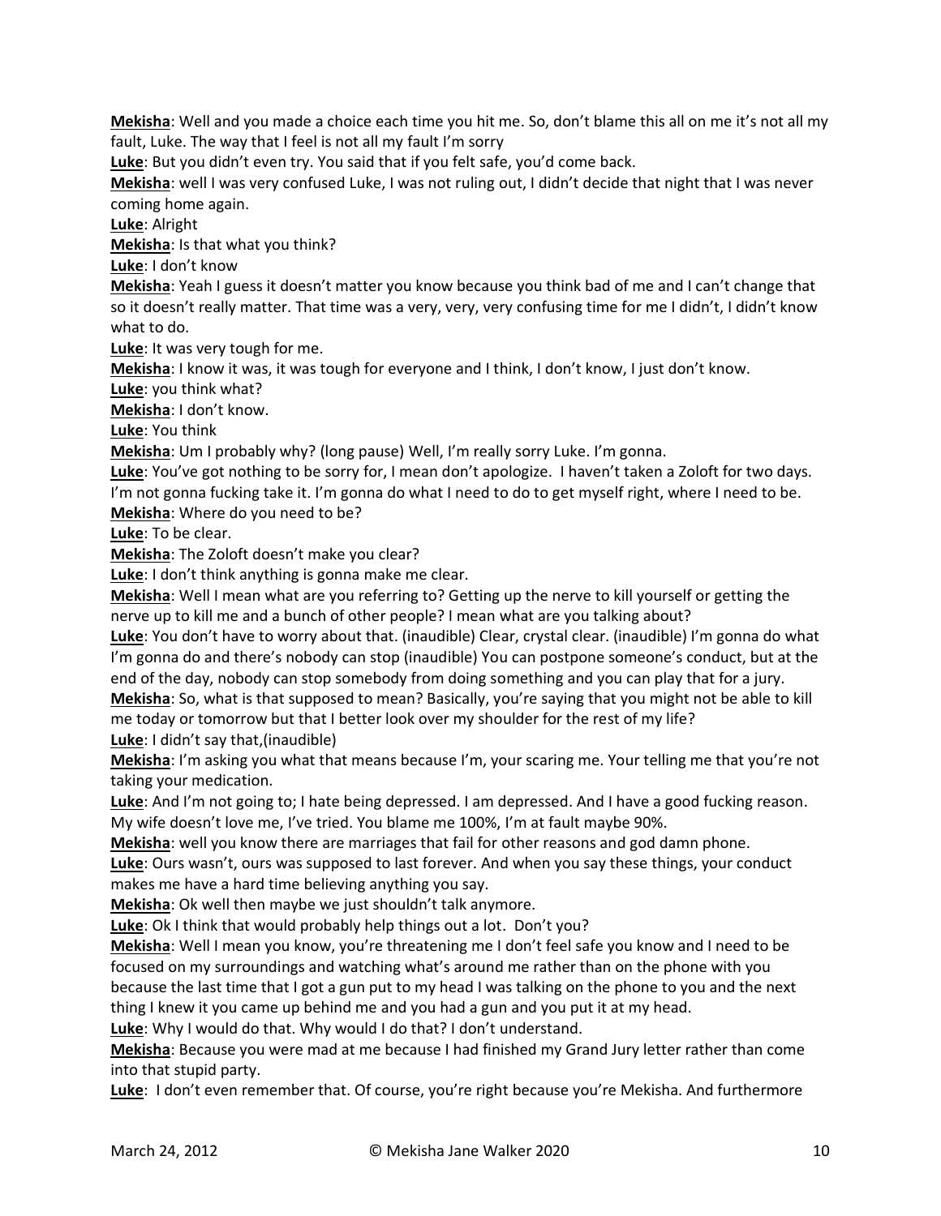**Mekisha**: Well and you made a choice each time you hit me. So, don't blame this all on me it's not all my fault, Luke. The way that I feel is not all my fault I'm sorry

**Luke**: But you didn't even try. You said that if you felt safe, you'd come back.

**Mekisha**: well I was very confused Luke, I was not ruling out, I didn't decide that night that I was never coming home again.

**Luke**: Alright

**Mekisha**: Is that what you think?

**Luke**: I don't know

**Mekisha**: Yeah I guess it doesn't matter you know because you think bad of me and I can't change that so it doesn't really matter. That time was a very, very, very confusing time for me I didn't, I didn't know what to do.

**Luke**: It was very tough for me.

**Mekisha**: I know it was, it was tough for everyone and I think, I don't know, I just don't know.

**Luke**: you think what?

**Mekisha**: I don't know.

**Luke**: You think

**Mekisha**: Um I probably why? (long pause) Well, I'm really sorry Luke. I'm gonna.

**Luke**: You've got nothing to be sorry for, I mean don't apologize. I haven't taken a Zoloft for two days. I'm not gonna fucking take it. I'm gonna do what I need to do to get myself right, where I need to be.

**Mekisha**: Where do you need to be?

**Luke**: To be clear.

**Mekisha**: The Zoloft doesn't make you clear?

**Luke**: I don't think anything is gonna make me clear.

**Mekisha**: Well I mean what are you referring to? Getting up the nerve to kill yourself or getting the nerve up to kill me and a bunch of other people? I mean what are you talking about?

**Luke**: You don't have to worry about that. (inaudible) Clear, crystal clear. (inaudible) I'm gonna do what I'm gonna do and there's nobody can stop (inaudible) You can postpone someone's conduct, but at the end of the day, nobody can stop somebody from doing something and you can play that for a jury.

**Mekisha**: So, what is that supposed to mean? Basically, you're saying that you might not be able to kill me today or tomorrow but that I better look over my shoulder for the rest of my life?

**Luke**: I didn't say that,(inaudible)

**Mekisha**: I'm asking you what that means because I'm, your scaring me. Your telling me that you're not taking your medication.

**Luke**: And I'm not going to; I hate being depressed. I am depressed. And I have a good fucking reason. My wife doesn't love me, I've tried. You blame me 100%, I'm at fault maybe 90%.

**Mekisha**: well you know there are marriages that fail for other reasons and god damn phone.

**Luke**: Ours wasn't, ours was supposed to last forever. And when you say these things, your conduct makes me have a hard time believing anything you say.

**Mekisha**: Ok well then maybe we just shouldn't talk anymore.

**Luke**: Ok I think that would probably help things out a lot. Don't you?

**Mekisha**: Well I mean you know, you're threatening me I don't feel safe you know and I need to be focused on my surroundings and watching what's around me rather than on the phone with you because the last time that I got a gun put to my head I was talking on the phone to you and the next thing I knew it you came up behind me and you had a gun and you put it at my head.

**Luke**: Why I would do that. Why would I do that? I don't understand.

**Mekisha**: Because you were mad at me because I had finished my Grand Jury letter rather than come into that stupid party.

**Luke**: I don't even remember that. Of course, you're right because you're Mekisha. And furthermore

March 24, 2012 © Mekisha Jane Walker 2020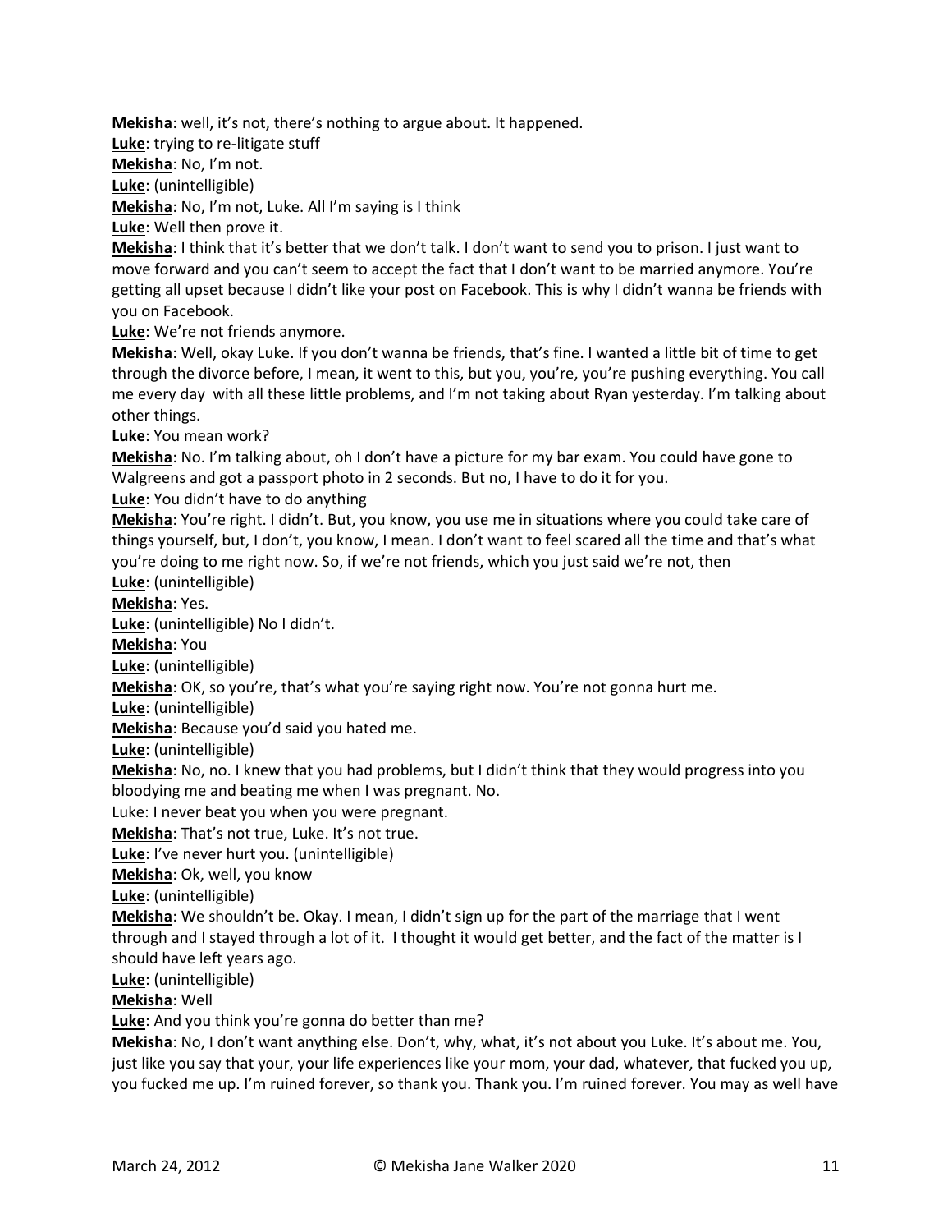**Mekisha**: well, it's not, there's nothing to argue about. It happened.

**Luke**: trying to re-litigate stuff

**Mekisha**: No, I'm not.

**Luke**: (unintelligible)

**Mekisha**: No, I'm not, Luke. All I'm saying is I think

**Luke**: Well then prove it.

**Mekisha**: I think that it's better that we don't talk. I don't want to send you to prison. I just want to move forward and you can't seem to accept the fact that I don't want to be married anymore. You're getting all upset because I didn't like your post on Facebook. This is why I didn't wanna be friends with you on Facebook.

**Luke**: We're not friends anymore.

**Mekisha**: Well, okay Luke. If you don't wanna be friends, that's fine. I wanted a little bit of time to get through the divorce before, I mean, it went to this, but you, you're, you're pushing everything. You call me every day with all these little problems, and I'm not taking about Ryan yesterday. I'm talking about other things.

**Luke**: You mean work?

**Mekisha**: No. I'm talking about, oh I don't have a picture for my bar exam. You could have gone to Walgreens and got a passport photo in 2 seconds. But no, I have to do it for you.

**Luke**: You didn't have to do anything

**Mekisha**: You're right. I didn't. But, you know, you use me in situations where you could take care of things yourself, but, I don't, you know, I mean. I don't want to feel scared all the time and that's what you're doing to me right now. So, if we're not friends, which you just said we're not, then

**Luke**: (unintelligible)

**Mekisha**: Yes.

**Luke**: (unintelligible) No I didn't.

**Mekisha**: You

**Luke**: (unintelligible)

**Mekisha**: OK, so you're, that's what you're saying right now. You're not gonna hurt me.

**Luke**: (unintelligible)

**Mekisha**: Because you'd said you hated me.

**Luke**: (unintelligible)

**Mekisha**: No, no. I knew that you had problems, but I didn't think that they would progress into you bloodying me and beating me when I was pregnant. No.

Luke: I never beat you when you were pregnant.

**Mekisha**: That's not true, Luke. It's not true.

**Luke**: I've never hurt you. (unintelligible)

**Mekisha**: Ok, well, you know

**Luke**: (unintelligible)

**Mekisha**: We shouldn't be. Okay. I mean, I didn't sign up for the part of the marriage that I went through and I stayed through a lot of it. I thought it would get better, and the fact of the matter is I should have left years ago.

**Luke**: (unintelligible)

**Mekisha**: Well

**Luke**: And you think you're gonna do better than me?

**Mekisha**: No, I don't want anything else. Don't, why, what, it's not about you Luke. It's about me. You, just like you say that your, your life experiences like your mom, your dad, whatever, that fucked you up, you fucked me up. I'm ruined forever, so thank you. Thank you. I'm ruined forever. You may as well have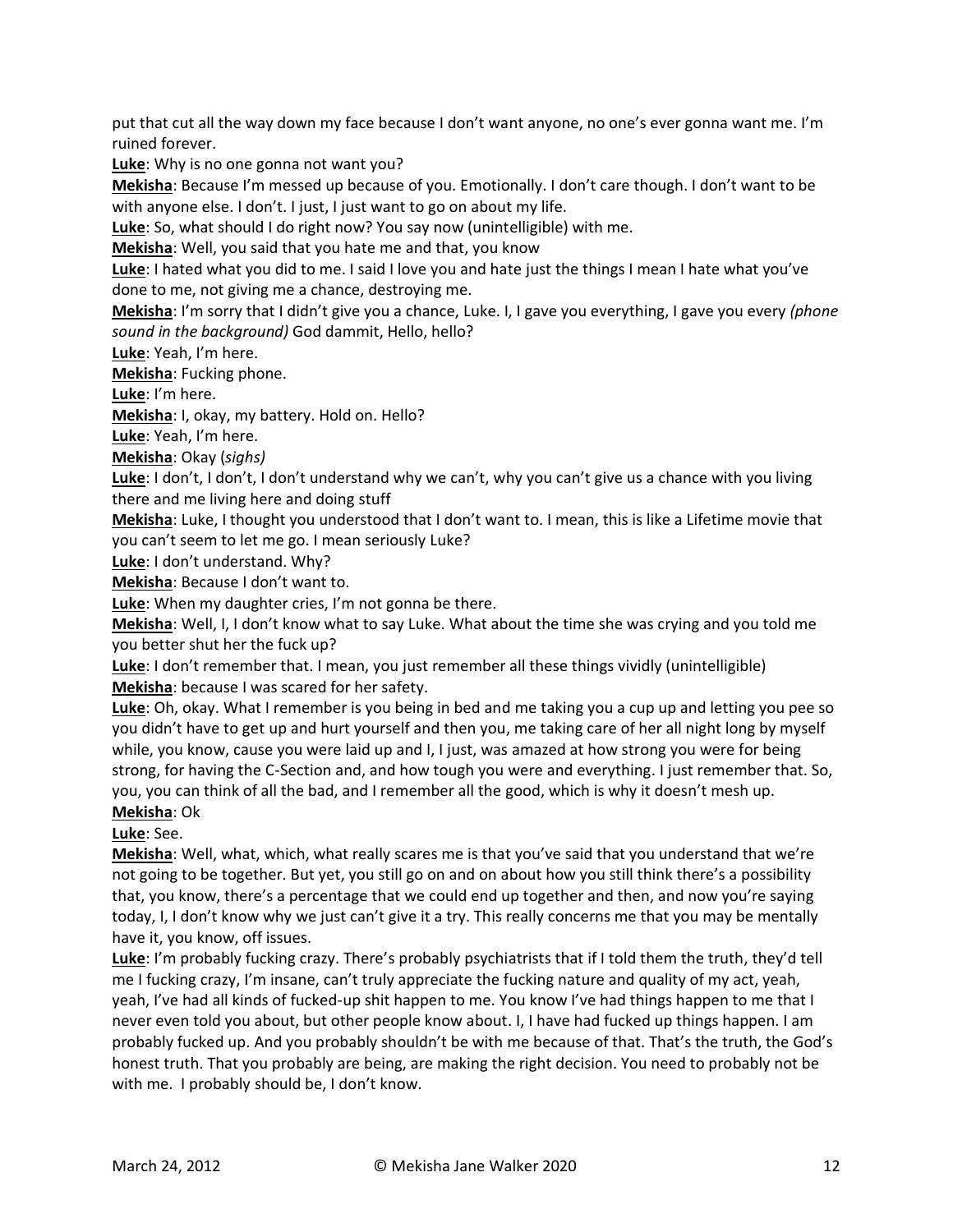put that cut all the way down my face because I don't want anyone, no one's ever gonna want me. I'm ruined forever.

**Luke**: Why is no one gonna not want you?

**Mekisha**: Because I'm messed up because of you. Emotionally. I don't care though. I don't want to be with anyone else. I don't. I just, I just want to go on about my life.

**Luke**: So, what should I do right now? You say now (unintelligible) with me.

**Mekisha**: Well, you said that you hate me and that, you know

**Luke**: I hated what you did to me. I said I love you and hate just the things I mean I hate what you've done to me, not giving me a chance, destroying me.

**Mekisha**: I'm sorry that I didn't give you a chance, Luke. I, I gave you everything, I gave you every *(phone sound in the background)* God dammit, Hello, hello?

**Luke**: Yeah, I'm here.

**Mekisha**: Fucking phone.

**Luke**: I'm here.

**Mekisha**: I, okay, my battery. Hold on. Hello?

**Luke**: Yeah, I'm here.

**Mekisha**: Okay (*sighs)*

**Luke**: I don't, I don't, I don't understand why we can't, why you can't give us a chance with you living there and me living here and doing stuff

**Mekisha**: Luke, I thought you understood that I don't want to. I mean, this is like a Lifetime movie that you can't seem to let me go. I mean seriously Luke?

**Luke**: I don't understand. Why?

**Mekisha**: Because I don't want to.

**Luke**: When my daughter cries, I'm not gonna be there.

**Mekisha**: Well, I, I don't know what to say Luke. What about the time she was crying and you told me you better shut her the fuck up?

**Luke**: I don't remember that. I mean, you just remember all these things vividly (unintelligible)

**Mekisha**: because I was scared for her safety.

**Luke**: Oh, okay. What I remember is you being in bed and me taking you a cup up and letting you pee so you didn't have to get up and hurt yourself and then you, me taking care of her all night long by myself while, you know, cause you were laid up and I, I just, was amazed at how strong you were for being strong, for having the C-Section and, and how tough you were and everything. I just remember that. So, you, you can think of all the bad, and I remember all the good, which is why it doesn't mesh up.

**Mekisha**: Ok

**Luke**: See.

**Mekisha**: Well, what, which, what really scares me is that you've said that you understand that we're not going to be together. But yet, you still go on and on about how you still think there's a possibility that, you know, there's a percentage that we could end up together and then, and now you're saying today, I, I don't know why we just can't give it a try. This really concerns me that you may be mentally have it, you know, off issues.

**Luke**: I'm probably fucking crazy. There's probably psychiatrists that if I told them the truth, they'd tell me I fucking crazy, I'm insane, can't truly appreciate the fucking nature and quality of my act, yeah, yeah, I've had all kinds of fucked-up shit happen to me. You know I've had things happen to me that I never even told you about, but other people know about. I, I have had fucked up things happen. I am probably fucked up. And you probably shouldn't be with me because of that. That's the truth, the God's honest truth. That you probably are being, are making the right decision. You need to probably not be with me. I probably should be, I don't know.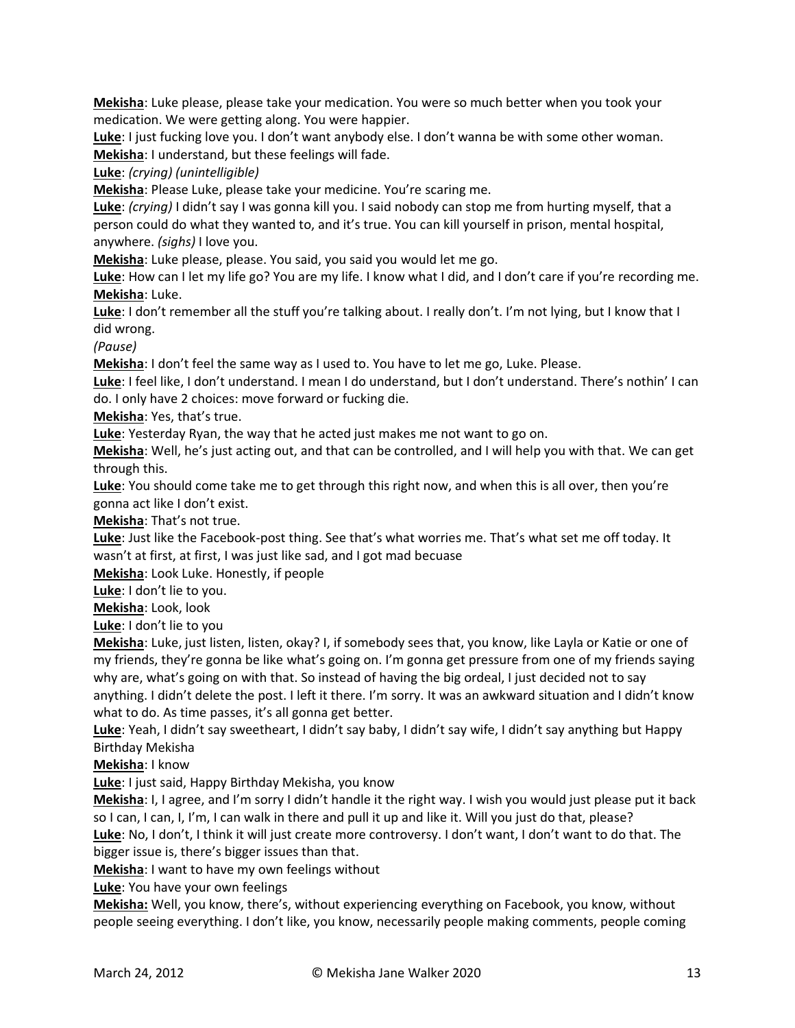**Mekisha**: Luke please, please take your medication. You were so much better when you took your medication. We were getting along. You were happier.

**Luke**: I just fucking love you. I don't want anybody else. I don't wanna be with some other woman.

**Mekisha**: I understand, but these feelings will fade.

**Luke**: *(crying) (unintelligible)*

**Mekisha**: Please Luke, please take your medicine. You're scaring me.

**Luke**: *(crying)* I didn't say I was gonna kill you. I said nobody can stop me from hurting myself, that a person could do what they wanted to, and it's true. You can kill yourself in prison, mental hospital, anywhere. *(sighs)* I love you.

**Mekisha**: Luke please, please. You said, you said you would let me go.

**Luke**: How can I let my life go? You are my life. I know what I did, and I don't care if you're recording me.

**Mekisha**: Luke.

**Luke**: I don't remember all the stuff you're talking about. I really don't. I'm not lying, but I know that I did wrong.

*(Pause)*

**Mekisha**: I don't feel the same way as I used to. You have to let me go, Luke. Please.

**Luke**: I feel like, I don't understand. I mean I do understand, but I don't understand. There's nothin' I can do. I only have 2 choices: move forward or fucking die.

**Mekisha**: Yes, that's true.

**Luke**: Yesterday Ryan, the way that he acted just makes me not want to go on.

**Mekisha**: Well, he's just acting out, and that can be controlled, and I will help you with that. We can get through this.

**Luke**: You should come take me to get through this right now, and when this is all over, then you're gonna act like I don't exist.

**Mekisha**: That's not true.

**Luke**: Just like the Facebook-post thing. See that's what worries me. That's what set me off today. It wasn't at first, at first, I was just like sad, and I got mad becuase

**Mekisha**: Look Luke. Honestly, if people

**Luke**: I don't lie to you.

**Mekisha**: Look, look

**Luke**: I don't lie to you

**Mekisha**: Luke, just listen, listen, okay? I, if somebody sees that, you know, like Layla or Katie or one of my friends, they're gonna be like what's going on. I'm gonna get pressure from one of my friends saying why are, what's going on with that. So instead of having the big ordeal, I just decided not to say anything. I didn't delete the post. I left it there. I'm sorry. It was an awkward situation and I didn't know what to do. As time passes, it's all gonna get better.

**Luke**: Yeah, I didn't say sweetheart, I didn't say baby, I didn't say wife, I didn't say anything but Happy Birthday Mekisha

**Mekisha**: I know

**Luke**: I just said, Happy Birthday Mekisha, you know

**Mekisha**: I, I agree, and I'm sorry I didn't handle it the right way. I wish you would just please put it back so I can, I can, I, I'm, I can walk in there and pull it up and like it. Will you just do that, please?

**Luke**: No, I don't, I think it will just create more controversy. I don't want, I don't want to do that. The bigger issue is, there's bigger issues than that.

**Mekisha**: I want to have my own feelings without

**Luke**: You have your own feelings

**Mekisha:** Well, you know, there's, without experiencing everything on Facebook, you know, without people seeing everything. I don't like, you know, necessarily people making comments, people coming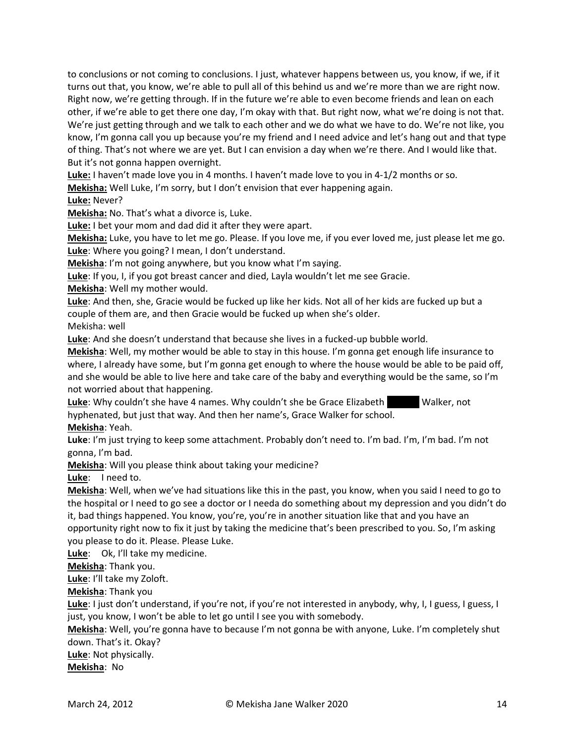to conclusions or not coming to conclusions. I just, whatever happens between us, you know, if we, if it turns out that, you know, we're able to pull all of this behind us and we're more than we are right now. Right now, we're getting through. If in the future we're able to even become friends and lean on each other, if we're able to get there one day, I'm okay with that. But right now, what we're doing is not that. We're just getting through and we talk to each other and we do what we have to do. We're not like, you know, I'm gonna call you up because you're my friend and I need advice and let's hang out and that type of thing. That's not where we are yet. But I can envision a day when we're there. And I would like that. But it's not gonna happen overnight.

**Luke:** I haven't made love you in 4 months. I haven't made love to you in 4-1/2 months or so.

**Mekisha:** Well Luke, I'm sorry, but I don't envision that ever happening again.

**Luke:** Never?

**Mekisha:** No. That's what a divorce is, Luke.

**Luke:** I bet your mom and dad did it after they were apart.

**Mekisha:** Luke, you have to let me go. Please. If you love me, if you ever loved me, just please let me go.

**Luke**: Where you going? I mean, I don't understand.

**Mekisha**: I'm not going anywhere, but you know what I'm saying.

**Luke**: If you, I, if you got breast cancer and died, Layla wouldn't let me see Gracie.

**Mekisha**: Well my mother would.

**Luke**: And then, she, Gracie would be fucked up like her kids. Not all of her kids are fucked up but a couple of them are, and then Gracie would be fucked up when she's older.

Mekisha: well

**Luke**: And she doesn't understand that because she lives in a fucked-up bubble world.

**Mekisha**: Well, my mother would be able to stay in this house. I'm gonna get enough life insurance to where, I already have some, but I'm gonna get enough to where the house would be able to be paid off, and she would be able to live here and take care of the baby and everything would be the same, so I'm not worried about that happening.

**Luke**: Why couldn't she have 4 names. Why couldn't she be Grace Elizabeth ██████ Walker, not hyphenated, but just that way. And then her name's, Grace Walker for school.

**Mekisha**: Yeah.

**Luke**: I'm just trying to keep some attachment. Probably don't need to. I'm bad. I'm, I'm bad. I'm not gonna, I'm bad.

**Mekisha**: Will you please think about taking your medicine?

**Luke**: I need to.

**Mekisha**: Well, when we've had situations like this in the past, you know, when you said I need to go to the hospital or I need to go see a doctor or I needa do something about my depression and you didn't do it, bad things happened. You know, you're, you're in another situation like that and you have an opportunity right now to fix it just by taking the medicine that's been prescribed to you. So, I'm asking you please to do it. Please. Please Luke.

**Luke**: Ok, I'll take my medicine.

**Mekisha**: Thank you.

**Luke**: I'll take my Zoloft.

**Mekisha**: Thank you

**Luke**: I just don't understand, if you're not, if you're not interested in anybody, why, I, I guess, I guess, I just, you know, I won't be able to let go until I see you with somebody.

**Mekisha**: Well, you're gonna have to because I'm not gonna be with anyone, Luke. I'm completely shut down. That's it. Okay?

**Luke**: Not physically.

**Mekisha**: No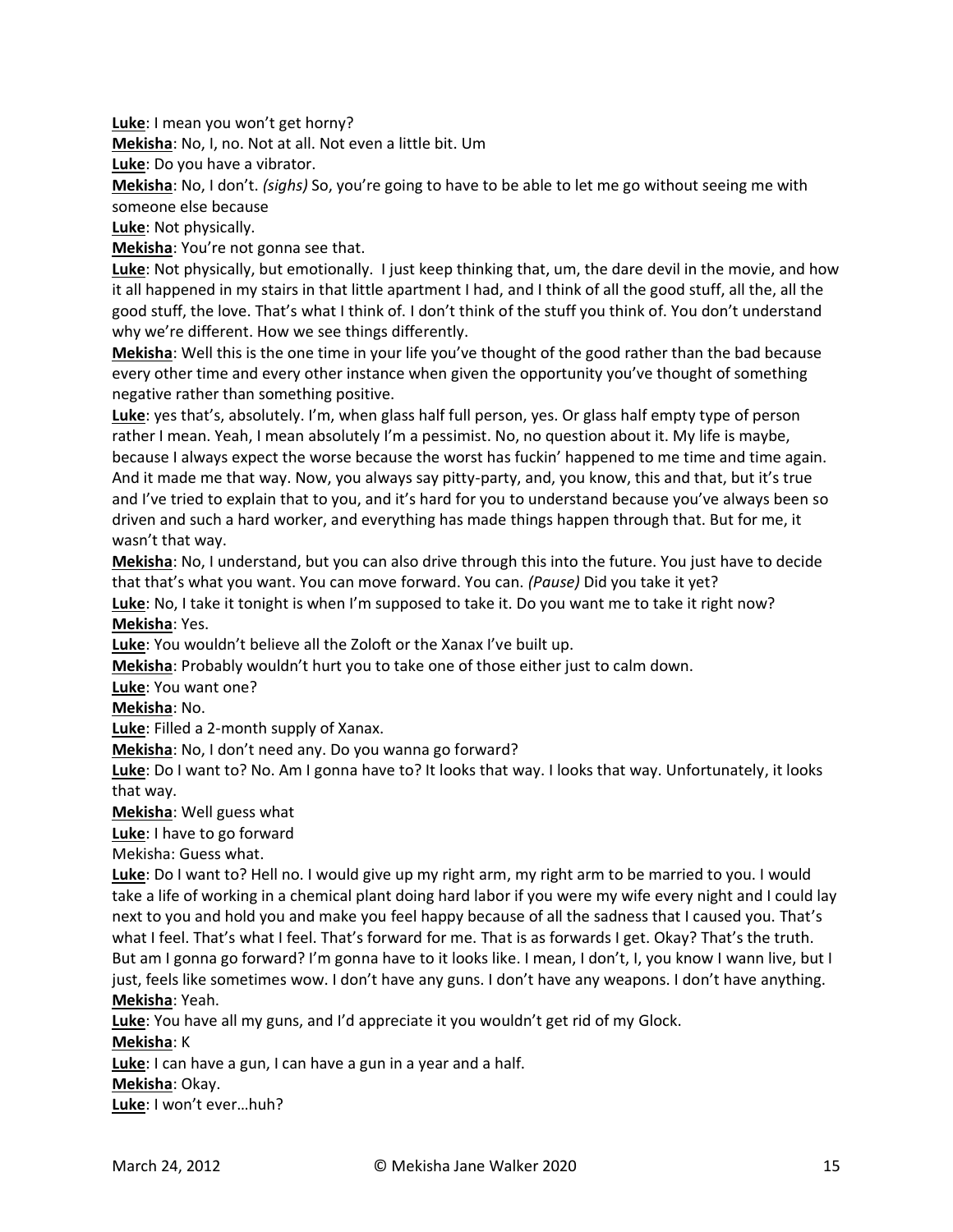**Luke**: I mean you won't get horny?

**Mekisha**: No, I, no. Not at all. Not even a little bit. Um

**Luke**: Do you have a vibrator.

**Mekisha**: No, I don't. *(sighs)* So, you're going to have to be able to let me go without seeing me with someone else because

**Luke**: Not physically.

**Mekisha**: You're not gonna see that.

**Luke**: Not physically, but emotionally. I just keep thinking that, um, the dare devil in the movie, and how it all happened in my stairs in that little apartment I had, and I think of all the good stuff, all the, all the good stuff, the love. That's what I think of. I don't think of the stuff you think of. You don't understand why we're different. How we see things differently.

**Mekisha**: Well this is the one time in your life you've thought of the good rather than the bad because every other time and every other instance when given the opportunity you've thought of something negative rather than something positive.

**Luke**: yes that's, absolutely. I'm, when glass half full person, yes. Or glass half empty type of person rather I mean. Yeah, I mean absolutely I'm a pessimist. No, no question about it. My life is maybe, because I always expect the worse because the worst has fuckin' happened to me time and time again. And it made me that way. Now, you always say pitty-party, and, you know, this and that, but it's true and I've tried to explain that to you, and it's hard for you to understand because you've always been so driven and such a hard worker, and everything has made things happen through that. But for me, it wasn't that way.

**Mekisha**: No, I understand, but you can also drive through this into the future. You just have to decide that that's what you want. You can move forward. You can. *(Pause)* Did you take it yet?

**Luke**: No, I take it tonight is when I'm supposed to take it. Do you want me to take it right now?

**Mekisha**: Yes.

**Luke**: You wouldn't believe all the Zoloft or the Xanax I've built up.

**Mekisha**: Probably wouldn't hurt you to take one of those either just to calm down.

**Luke**: You want one?

**Mekisha**: No.

**Luke**: Filled a 2-month supply of Xanax.

**Mekisha**: No, I don't need any. Do you wanna go forward?

**Luke**: Do I want to? No. Am I gonna have to? It looks that way. I looks that way. Unfortunately, it looks that way.

**Mekisha**: Well guess what

**Luke**: I have to go forward

Mekisha: Guess what.

**Luke**: Do I want to? Hell no. I would give up my right arm, my right arm to be married to you. I would take a life of working in a chemical plant doing hard labor if you were my wife every night and I could lay next to you and hold you and make you feel happy because of all the sadness that I caused you. That's what I feel. That's what I feel. That's forward for me. That is as forwards I get. Okay? That's the truth. But am I gonna go forward? I'm gonna have to it looks like. I mean, I don't, I, you know I wann live, but I just, feels like sometimes wow. I don't have any guns. I don't have any weapons. I don't have anything.

**Mekisha**: Yeah.

**Luke**: You have all my guns, and I'd appreciate it you wouldn't get rid of my Glock.

**Mekisha**: K

**Luke**: I can have a gun, I can have a gun in a year and a half.

**Mekisha**: Okay.

**Luke**: I won't ever…huh?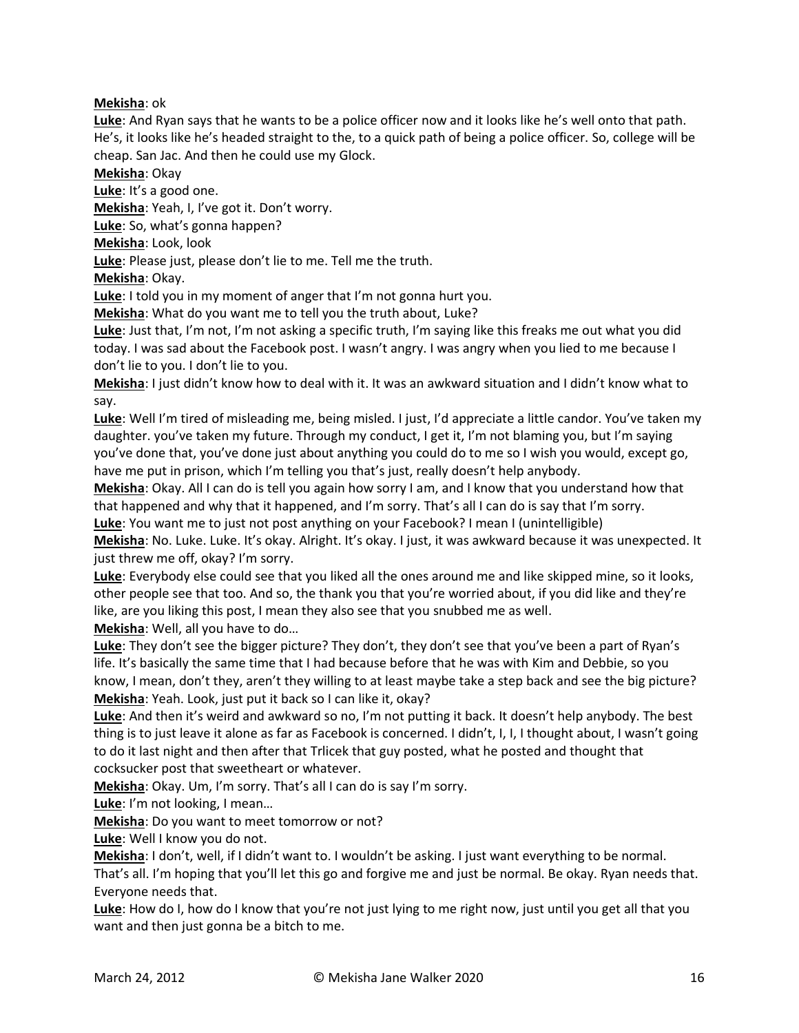**Mekisha**: ok

**Luke**: And Ryan says that he wants to be a police officer now and it looks like he's well onto that path. He's, it looks like he's headed straight to the, to a quick path of being a police officer. So, college will be cheap. San Jac. And then he could use my Glock.

**Mekisha**: Okay

**Luke**: It's a good one.

**Mekisha**: Yeah, I, I've got it. Don't worry.

**Luke**: So, what's gonna happen?

**Mekisha**: Look, look

**Luke**: Please just, please don't lie to me. Tell me the truth.

**Mekisha**: Okay.

**Luke**: I told you in my moment of anger that I'm not gonna hurt you.

**Mekisha**: What do you want me to tell you the truth about, Luke?

**Luke**: Just that, I'm not, I'm not asking a specific truth, I'm saying like this freaks me out what you did today. I was sad about the Facebook post. I wasn't angry. I was angry when you lied to me because I don't lie to you. I don't lie to you.

**Mekisha**: I just didn't know how to deal with it. It was an awkward situation and I didn't know what to say.

**Luke**: Well I'm tired of misleading me, being misled. I just, I'd appreciate a little candor. You've taken my daughter. you've taken my future. Through my conduct, I get it, I'm not blaming you, but I'm saying you've done that, you've done just about anything you could do to me so I wish you would, except go, have me put in prison, which I'm telling you that's just, really doesn't help anybody.

**Mekisha**: Okay. All I can do is tell you again how sorry I am, and I know that you understand how that that happened and why that it happened, and I'm sorry. That's all I can do is say that I'm sorry.

**Luke**: You want me to just not post anything on your Facebook? I mean I (unintelligible)

**Mekisha**: No. Luke. Luke. It's okay. Alright. It's okay. I just, it was awkward because it was unexpected. It just threw me off, okay? I'm sorry.

**Luke**: Everybody else could see that you liked all the ones around me and like skipped mine, so it looks, other people see that too. And so, the thank you that you're worried about, if you did like and they're like, are you liking this post, I mean they also see that you snubbed me as well.

**Mekisha**: Well, all you have to do…

**Luke**: They don't see the bigger picture? They don't, they don't see that you've been a part of Ryan's life. It's basically the same time that I had because before that he was with Kim and Debbie, so you know, I mean, don't they, aren't they willing to at least maybe take a step back and see the big picture?

**Mekisha**: Yeah. Look, just put it back so I can like it, okay?

**Luke**: And then it's weird and awkward so no, I'm not putting it back. It doesn't help anybody. The best thing is to just leave it alone as far as Facebook is concerned. I didn't, I, I, I thought about, I wasn't going to do it last night and then after that Trlicek that guy posted, what he posted and thought that cocksucker post that sweetheart or whatever.

**Mekisha**: Okay. Um, I'm sorry. That's all I can do is say I'm sorry.

**Luke**: I'm not looking, I mean…

**Mekisha**: Do you want to meet tomorrow or not?

**Luke**: Well I know you do not.

**Mekisha**: I don't, well, if I didn't want to. I wouldn't be asking. I just want everything to be normal. That's all. I'm hoping that you'll let this go and forgive me and just be normal. Be okay. Ryan needs that. Everyone needs that.

**Luke**: How do I, how do I know that you're not just lying to me right now, just until you get all that you want and then just gonna be a bitch to me.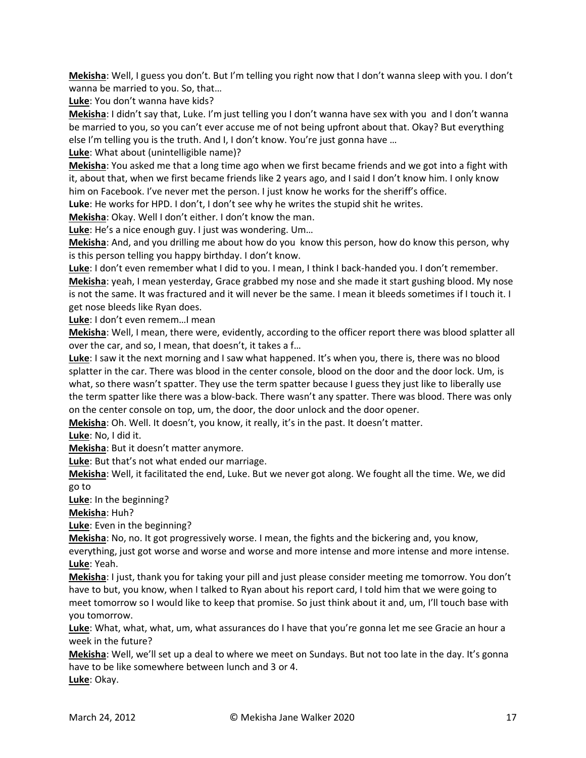**Mekisha**: Well, I guess you don't. But I'm telling you right now that I don't wanna sleep with you. I don't wanna be married to you. So, that…

**Luke**: You don't wanna have kids?

**Mekisha**: I didn't say that, Luke. I'm just telling you I don't wanna have sex with you and I don't wanna be married to you, so you can't ever accuse me of not being upfront about that. Okay? But everything else I'm telling you is the truth. And I, I don't know. You're just gonna have …

**Luke**: What about (unintelligible name)?

**Mekisha**: You asked me that a long time ago when we first became friends and we got into a fight with it, about that, when we first became friends like 2 years ago, and I said I don't know him. I only know him on Facebook. I've never met the person. I just know he works for the sheriff's office.

**Luke**: He works for HPD. I don't, I don't see why he writes the stupid shit he writes.

**Mekisha**: Okay. Well I don't either. I don't know the man.

**Luke**: He's a nice enough guy. I just was wondering. Um…

**Mekisha**: And, and you drilling me about how do you know this person, how do know this person, why is this person telling you happy birthday. I don't know.

**Luke**: I don't even remember what I did to you. I mean, I think I back-handed you. I don't remember.

**Mekisha**: yeah, I mean yesterday, Grace grabbed my nose and she made it start gushing blood. My nose is not the same. It was fractured and it will never be the same. I mean it bleeds sometimes if I touch it. I get nose bleeds like Ryan does.

**Luke**: I don't even remem…I mean

**Mekisha**: Well, I mean, there were, evidently, according to the officer report there was blood splatter all over the car, and so, I mean, that doesn't, it takes a f…

**Luke**: I saw it the next morning and I saw what happened. It's when you, there is, there was no blood splatter in the car. There was blood in the center console, blood on the door and the door lock. Um, is what, so there wasn't spatter. They use the term spatter because I guess they just like to liberally use the term spatter like there was a blow-back. There wasn't any spatter. There was blood. There was only on the center console on top, um, the door, the door unlock and the door opener.

**Mekisha**: Oh. Well. It doesn't, you know, it really, it's in the past. It doesn't matter.

**Luke**: No, I did it.

**Mekisha**: But it doesn't matter anymore.

**Luke**: But that's not what ended our marriage.

**Mekisha**: Well, it facilitated the end, Luke. But we never got along. We fought all the time. We, we did go to

**Luke**: In the beginning?

**Mekisha**: Huh?

**Luke**: Even in the beginning?

**Mekisha**: No, no. It got progressively worse. I mean, the fights and the bickering and, you know, everything, just got worse and worse and worse and more intense and more intense and more intense.

**Luke**: Yeah.

**Mekisha**: I just, thank you for taking your pill and just please consider meeting me tomorrow. You don't have to but, you know, when I talked to Ryan about his report card, I told him that we were going to meet tomorrow so I would like to keep that promise. So just think about it and, um, I'll touch base with you tomorrow.

**Luke**: What, what, what, um, what assurances do I have that you're gonna let me see Gracie an hour a week in the future?

**Mekisha**: Well, we'll set up a deal to where we meet on Sundays. But not too late in the day. It's gonna have to be like somewhere between lunch and 3 or 4.

**Luke**: Okay.